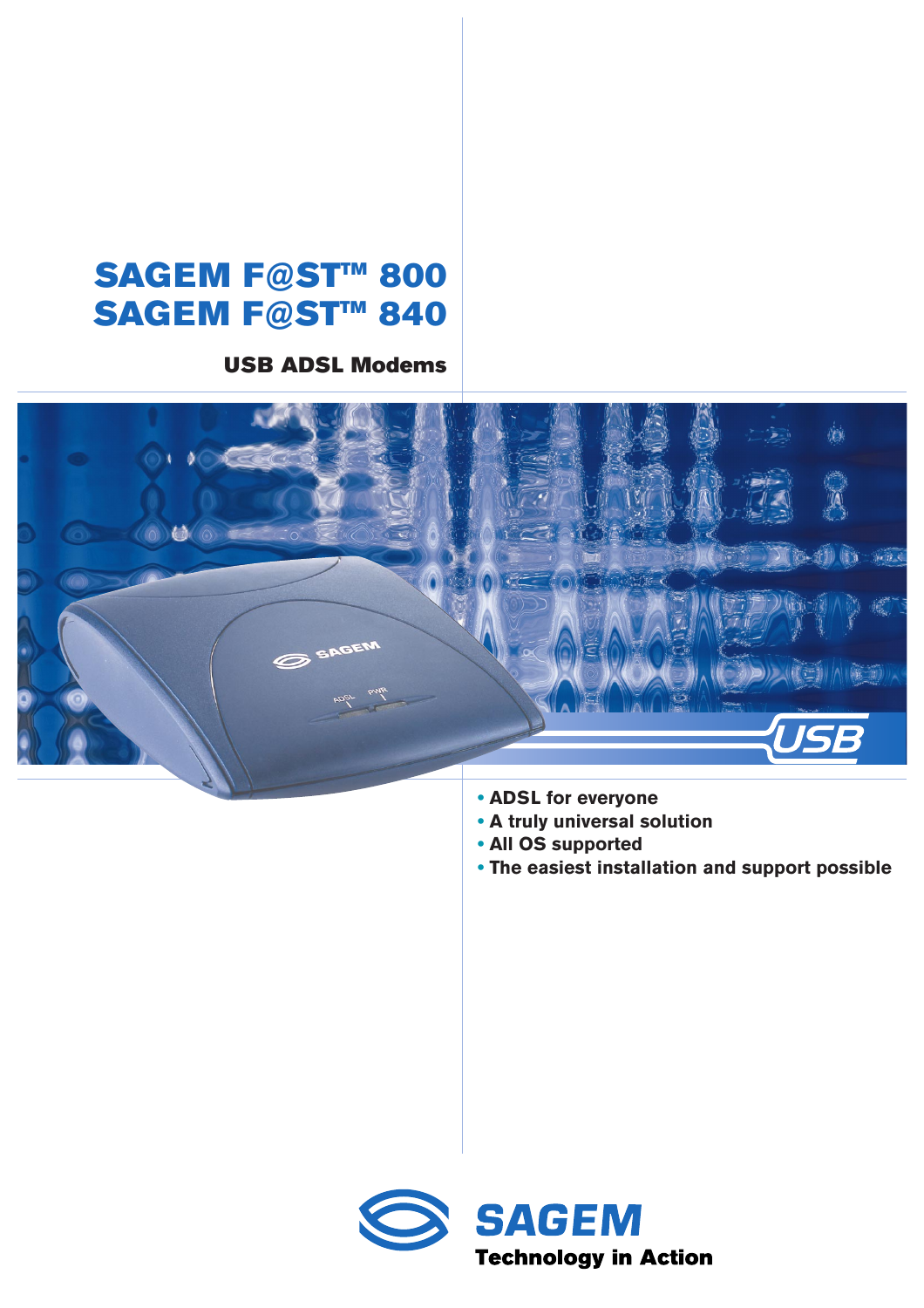# SAGEM F@ST™ 800
# SAGEM F@ST™ 840

## USB ADSL Modems

- ADSL for everyone
- A truly universal solution
- All OS supported
- The easiest installation and support possible

SAGEM

Technology in Action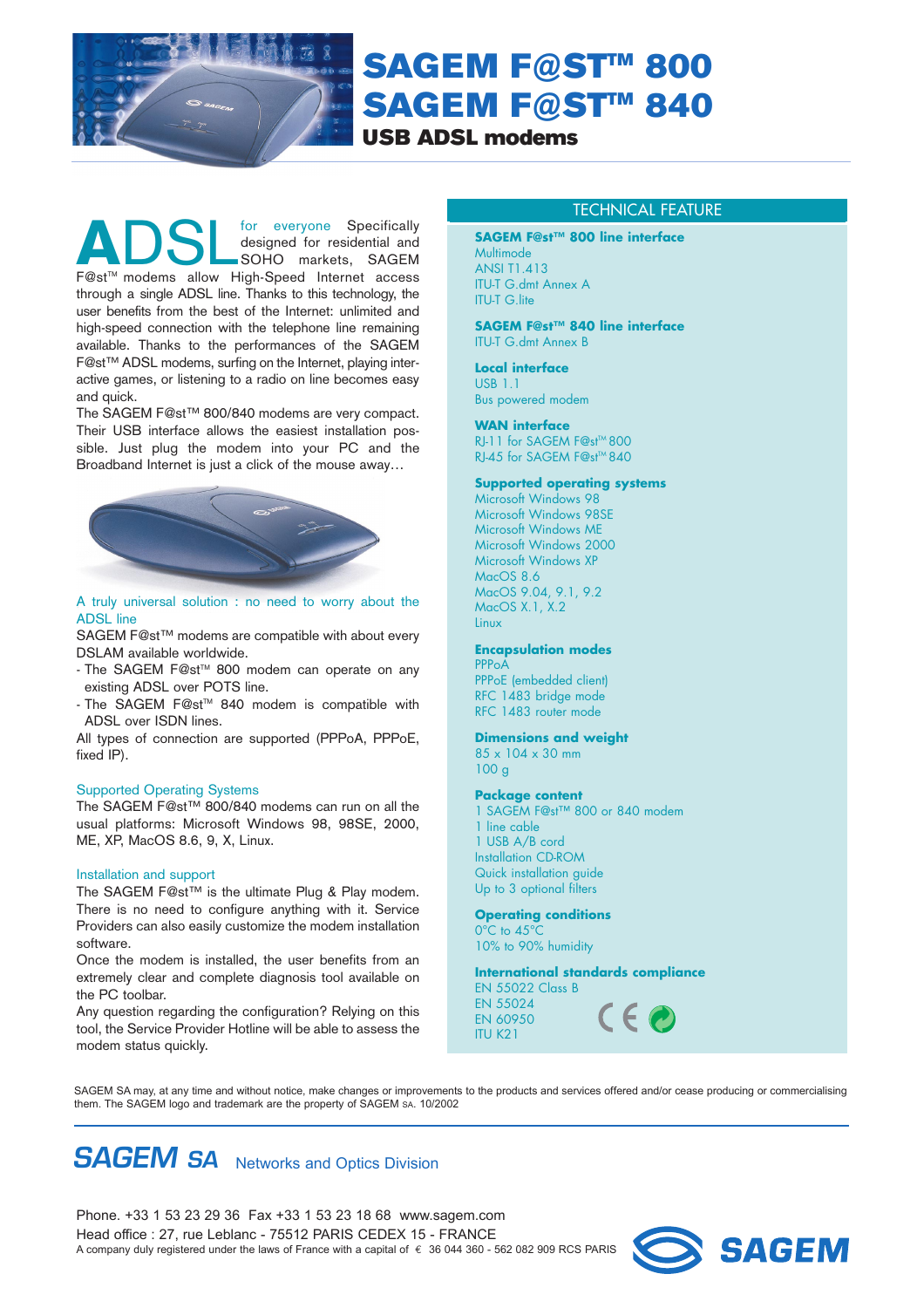# SAGEM F@ST™ 800
# SAGEM F@ST™ 840
## USB ADSL modems

**ADSL** for everyone Specifically designed for residential and SOHO markets, SAGEM F@st™ modems allow High-Speed Internet access through a single ADSL line. Thanks to this technology, the user benefits from the best of the Internet: unlimited and high-speed connection with the telephone line remaining available. Thanks to the performances of the SAGEM F@st™ ADSL modems, surfing on the Internet, playing interactive games, or listening to a radio on line becomes easy and quick.

The SAGEM F@st™ 800/840 modems are very compact. Their USB interface allows the easiest installation possible. Just plug the modem into your PC and the Broadband Internet is just a click of the mouse away…

### A truly universal solution : no need to worry about the ADSL line

SAGEM F@st™ modems are compatible with about every DSLAM available worldwide.

- The SAGEM F@st™ 800 modem can operate on any existing ADSL over POTS line.
- The SAGEM F@st™ 840 modem is compatible with ADSL over ISDN lines.

All types of connection are supported (PPPoA, PPPoE, fixed IP).

### Supported Operating Systems

The SAGEM F@st™ 800/840 modems can run on all the usual platforms: Microsoft Windows 98, 98SE, 2000, ME, XP, MacOS 8.6, 9, X, Linux.

### Installation and support

The SAGEM F@st™ is the ultimate Plug & Play modem. There is no need to configure anything with it. Service Providers can also easily customize the modem installation software.

Once the modem is installed, the user benefits from an extremely clear and complete diagnosis tool available on the PC toolbar.

Any question regarding the configuration? Relying on this tool, the Service Provider Hotline will be able to assess the modem status quickly.

## TECHNICAL FEATURE

**SAGEM F@st™ 800 line interface**
Multimode
ANSI T1.413
ITU-T G.dmt Annex A
ITU-T G.lite

**SAGEM F@st™ 840 line interface**
ITU-T G.dmt Annex B

**Local interface**
USB 1.1
Bus powered modem

**WAN interface**
RJ-11 for SAGEM F@st™ 800
RJ-45 for SAGEM F@st™ 840

**Supported operating systems**
Microsoft Windows 98
Microsoft Windows 98SE
Microsoft Windows ME
Microsoft Windows 2000
Microsoft Windows XP
MacOS 8.6
MacOS 9.04, 9.1, 9.2
MacOS X.1, X.2
Linux

**Encapsulation modes**
PPPoA
PPPoE (embedded client)
RFC 1483 bridge mode
RFC 1483 router mode

**Dimensions and weight**
85 x 104 x 30 mm
100 g

**Package content**
1 SAGEM F@st™ 800 or 840 modem
1 line cable
1 USB A/B cord
Installation CD-ROM
Quick installation guide
Up to 3 optional filters

**Operating conditions**
0°C to 45°C
10% to 90% humidity

**International standards compliance**
EN 55022 Class B
EN 55024
EN 60950
ITU K21

SAGEM SA may, at any time and without notice, make changes or improvements to the products and services offered and/or cease producing or commercialising them. The SAGEM logo and trademark are the property of SAGEM SA. 10/2002

**SAGEM SA** Networks and Optics Division

Phone. +33 1 53 23 29 36 Fax +33 1 53 23 18 68 www.sagem.com
Head office : 27, rue Leblanc - 75512 PARIS CEDEX 15 - FRANCE
A company duly registered under the laws of France with a capital of € 36 044 360 - 562 082 909 RCS PARIS

SAGEM